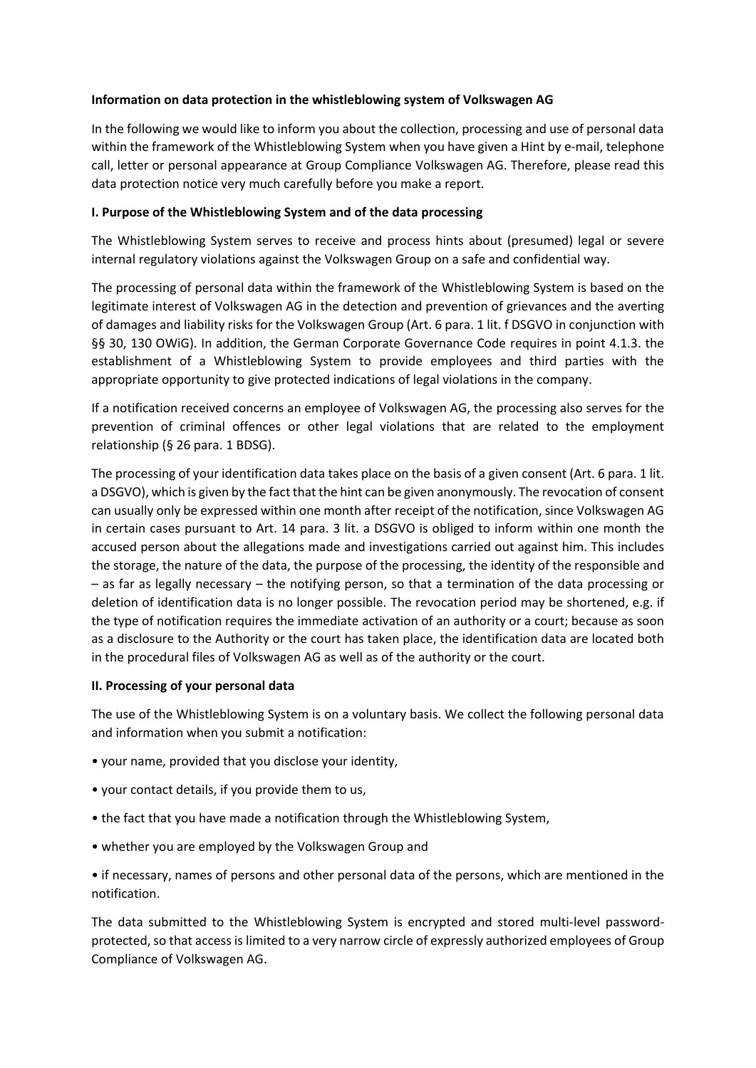**Information on data protection in the whistleblowing system of Volkswagen AG**

In the following we would like to inform you about the collection, processing and use of personal data within the framework of the Whistleblowing System when you have given a Hint by e-mail, telephone call, letter or personal appearance at Group Compliance Volkswagen AG. Therefore, please read this data protection notice very much carefully before you make a report.

**I. Purpose of the Whistleblowing System and of the data processing**

The Whistleblowing System serves to receive and process hints about (presumed) legal or severe internal regulatory violations against the Volkswagen Group on a safe and confidential way.

The processing of personal data within the framework of the Whistleblowing System is based on the legitimate interest of Volkswagen AG in the detection and prevention of grievances and the averting of damages and liability risks for the Volkswagen Group (Art. 6 para. 1 lit. f DSGVO in conjunction with §§ 30, 130 OWiG). In addition, the German Corporate Governance Code requires in point 4.1.3. the establishment of a Whistleblowing System to provide employees and third parties with the appropriate opportunity to give protected indications of legal violations in the company.

If a notification received concerns an employee of Volkswagen AG, the processing also serves for the prevention of criminal offences or other legal violations that are related to the employment relationship (§ 26 para. 1 BDSG).

The processing of your identification data takes place on the basis of a given consent (Art. 6 para. 1 lit. a DSGVO), which is given by the fact that the hint can be given anonymously. The revocation of consent can usually only be expressed within one month after receipt of the notification, since Volkswagen AG in certain cases pursuant to Art. 14 para. 3 lit. a DSGVO is obliged to inform within one month the accused person about the allegations made and investigations carried out against him. This includes the storage, the nature of the data, the purpose of the processing, the identity of the responsible and – as far as legally necessary – the notifying person, so that a termination of the data processing or deletion of identification data is no longer possible. The revocation period may be shortened, e.g. if the type of notification requires the immediate activation of an authority or a court; because as soon as a disclosure to the Authority or the court has taken place, the identification data are located both in the procedural files of Volkswagen AG as well as of the authority or the court.

**II. Processing of your personal data**

The use of the Whistleblowing System is on a voluntary basis. We collect the following personal data and information when you submit a notification:

- your name, provided that you disclose your identity,
- your contact details, if you provide them to us,
- the fact that you have made a notification through the Whistleblowing System,
- whether you are employed by the Volkswagen Group and
- if necessary, names of persons and other personal data of the persons, which are mentioned in the notification.

The data submitted to the Whistleblowing System is encrypted and stored multi-level password-protected, so that access is limited to a very narrow circle of expressly authorized employees of Group Compliance of Volkswagen AG.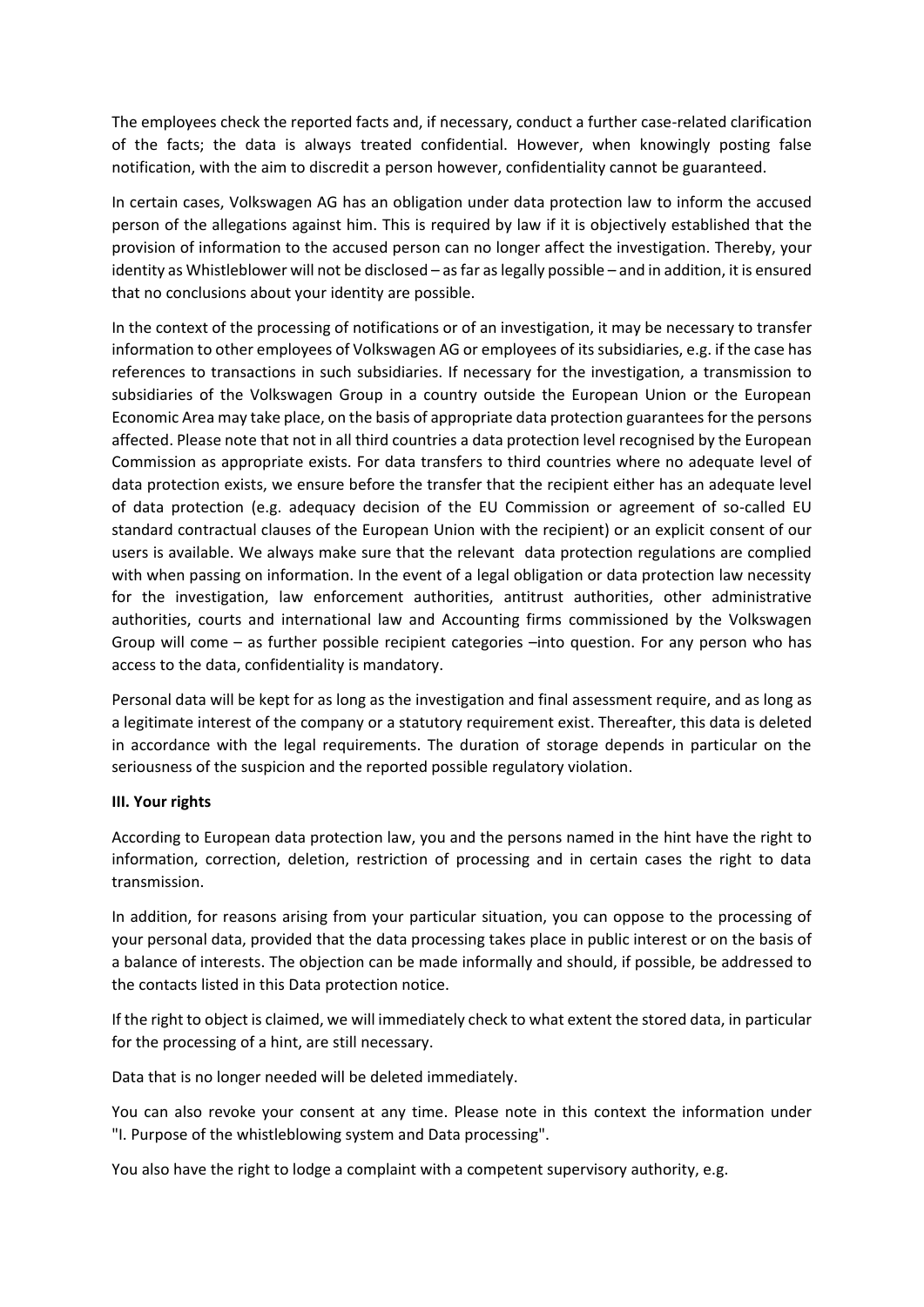The employees check the reported facts and, if necessary, conduct a further case-related clarification of the facts; the data is always treated confidential. However, when knowingly posting false notification, with the aim to discredit a person however, confidentiality cannot be guaranteed.

In certain cases, Volkswagen AG has an obligation under data protection law to inform the accused person of the allegations against him. This is required by law if it is objectively established that the provision of information to the accused person can no longer affect the investigation. Thereby, your identity as Whistleblower will not be disclosed – as far as legally possible – and in addition, it is ensured that no conclusions about your identity are possible.

In the context of the processing of notifications or of an investigation, it may be necessary to transfer information to other employees of Volkswagen AG or employees of its subsidiaries, e.g. if the case has references to transactions in such subsidiaries. If necessary for the investigation, a transmission to subsidiaries of the Volkswagen Group in a country outside the European Union or the European Economic Area may take place, on the basis of appropriate data protection guarantees for the persons affected. Please note that not in all third countries a data protection level recognised by the European Commission as appropriate exists. For data transfers to third countries where no adequate level of data protection exists, we ensure before the transfer that the recipient either has an adequate level of data protection (e.g. adequacy decision of the EU Commission or agreement of so-called EU standard contractual clauses of the European Union with the recipient) or an explicit consent of our users is available. We always make sure that the relevant data protection regulations are complied with when passing on information. In the event of a legal obligation or data protection law necessity for the investigation, law enforcement authorities, antitrust authorities, other administrative authorities, courts and international law and Accounting firms commissioned by the Volkswagen Group will come – as further possible recipient categories –into question. For any person who has access to the data, confidentiality is mandatory.

Personal data will be kept for as long as the investigation and final assessment require, and as long as a legitimate interest of the company or a statutory requirement exist. Thereafter, this data is deleted in accordance with the legal requirements. The duration of storage depends in particular on the seriousness of the suspicion and the reported possible regulatory violation.

**III. Your rights**

According to European data protection law, you and the persons named in the hint have the right to information, correction, deletion, restriction of processing and in certain cases the right to data transmission.

In addition, for reasons arising from your particular situation, you can oppose to the processing of your personal data, provided that the data processing takes place in public interest or on the basis of a balance of interests. The objection can be made informally and should, if possible, be addressed to the contacts listed in this Data protection notice.

If the right to object is claimed, we will immediately check to what extent the stored data, in particular for the processing of a hint, are still necessary.

Data that is no longer needed will be deleted immediately.

You can also revoke your consent at any time. Please note in this context the information under "I. Purpose of the whistleblowing system and Data processing".

You also have the right to lodge a complaint with a competent supervisory authority, e.g.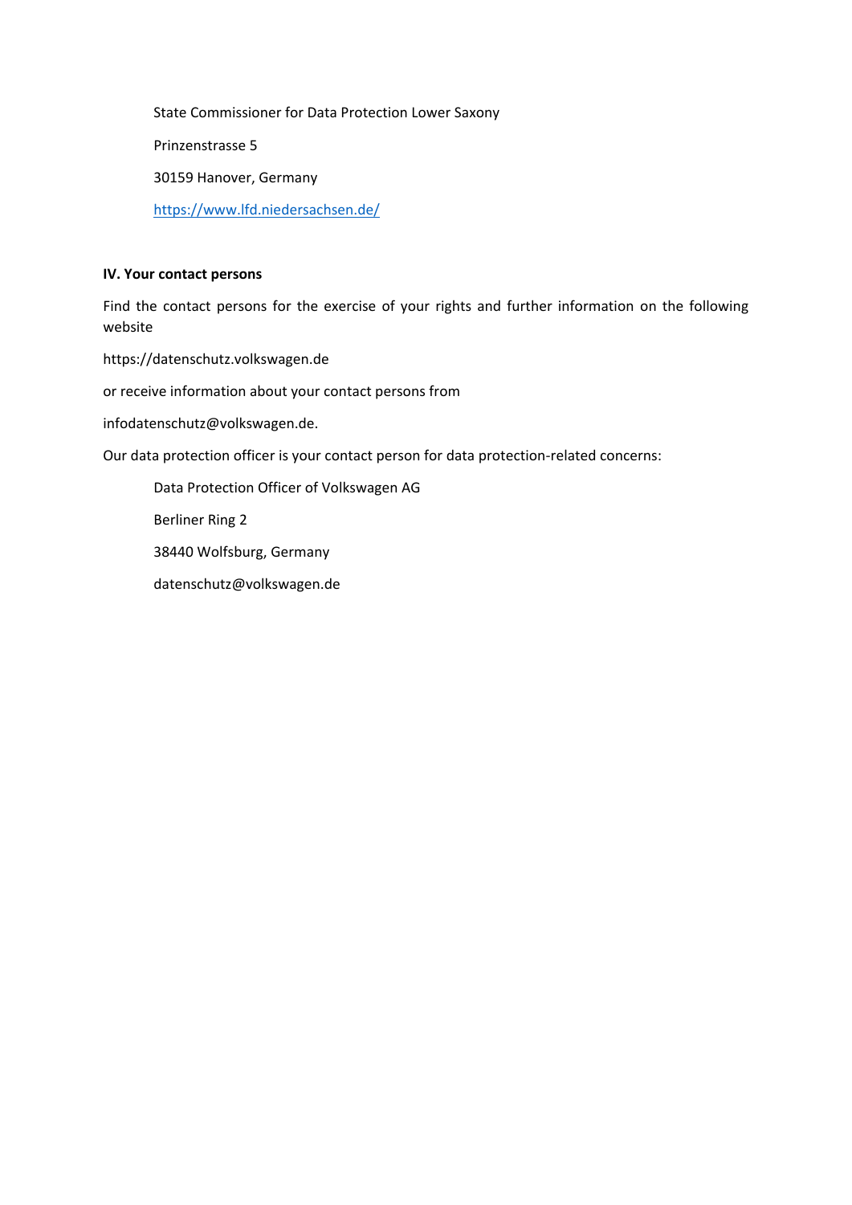State Commissioner for Data Protection Lower Saxony

Prinzenstrasse 5

30159 Hanover, Germany

https://www.lfd.niedersachsen.de/

**IV. Your contact persons**

Find the contact persons for the exercise of your rights and further information on the following website

https://datenschutz.volkswagen.de

or receive information about your contact persons from

infodatenschutz@volkswagen.de.

Our data protection officer is your contact person for data protection-related concerns:

Data Protection Officer of Volkswagen AG

Berliner Ring 2

38440 Wolfsburg, Germany

datenschutz@volkswagen.de